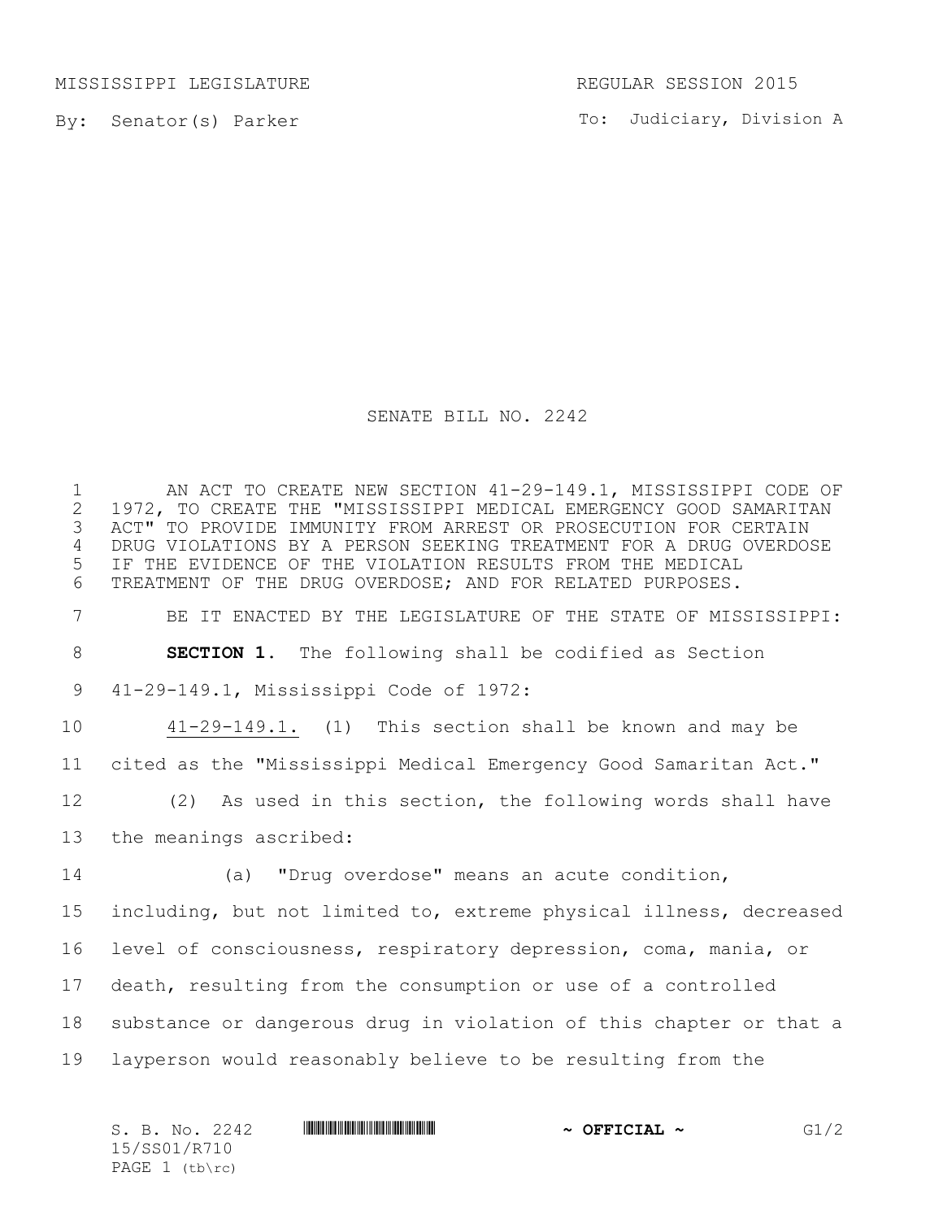MISSISSIPPI LEGISLATURE REGULAR SESSION 2015

By: Senator(s) Parker

To: Judiciary, Division A

# SENATE BILL NO. 2242

AN ACT TO CREATE NEW SECTION 41-29-149.1, MISSISSIPPI CODE OF 1972, TO CREATE THE "MISSISSIPPI MEDICAL EMERGENCY GOOD SAMARITAN ACT" TO PROVIDE IMMUNITY FROM ARREST OR PROSECUTION FOR CERTAIN DRUG VIOLATIONS BY A PERSON SEEKING TREATMENT FOR A DRUG OVERDOSE IF THE EVIDENCE OF THE VIOLATION RESULTS FROM THE MEDICAL TREATMENT OF THE DRUG OVERDOSE; AND FOR RELATED PURPOSES.

BE IT ENACTED BY THE LEGISLATURE OF THE STATE OF MISSISSIPPI:

**SECTION 1.** The following shall be codified as Section 41-29-149.1, Mississippi Code of 1972:

41-29-149.1. (1) This section shall be known and may be cited as the "Mississippi Medical Emergency Good Samaritan Act."

(2) As used in this section, the following words shall have the meanings ascribed:

(a) "Drug overdose" means an acute condition, including, but not limited to, extreme physical illness, decreased level of consciousness, respiratory depression, coma, mania, or death, resulting from the consumption or use of a controlled substance or dangerous drug in violation of this chapter or that a layperson would reasonably believe to be resulting from the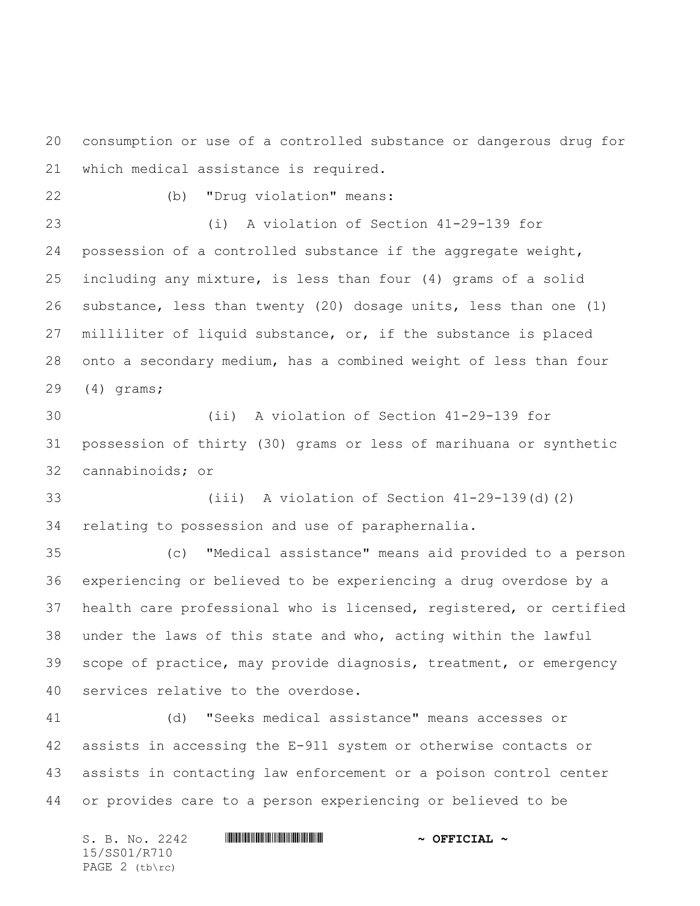consumption or use of a controlled substance or dangerous drug for which medical assistance is required.

(b) "Drug violation" means:

(i) A violation of Section 41-29-139 for possession of a controlled substance if the aggregate weight, including any mixture, is less than four (4) grams of a solid substance, less than twenty (20) dosage units, less than one (1) milliliter of liquid substance, or, if the substance is placed onto a secondary medium, has a combined weight of less than four (4) grams;

(ii) A violation of Section 41-29-139 for possession of thirty (30) grams or less of marihuana or synthetic cannabinoids; or

(iii) A violation of Section 41-29-139(d)(2) relating to possession and use of paraphernalia.

(c) "Medical assistance" means aid provided to a person experiencing or believed to be experiencing a drug overdose by a health care professional who is licensed, registered, or certified under the laws of this state and who, acting within the lawful scope of practice, may provide diagnosis, treatment, or emergency services relative to the overdose.

(d) "Seeks medical assistance" means accesses or assists in accessing the E-911 system or otherwise contacts or assists in contacting law enforcement or a poison control center or provides care to a person experiencing or believed to be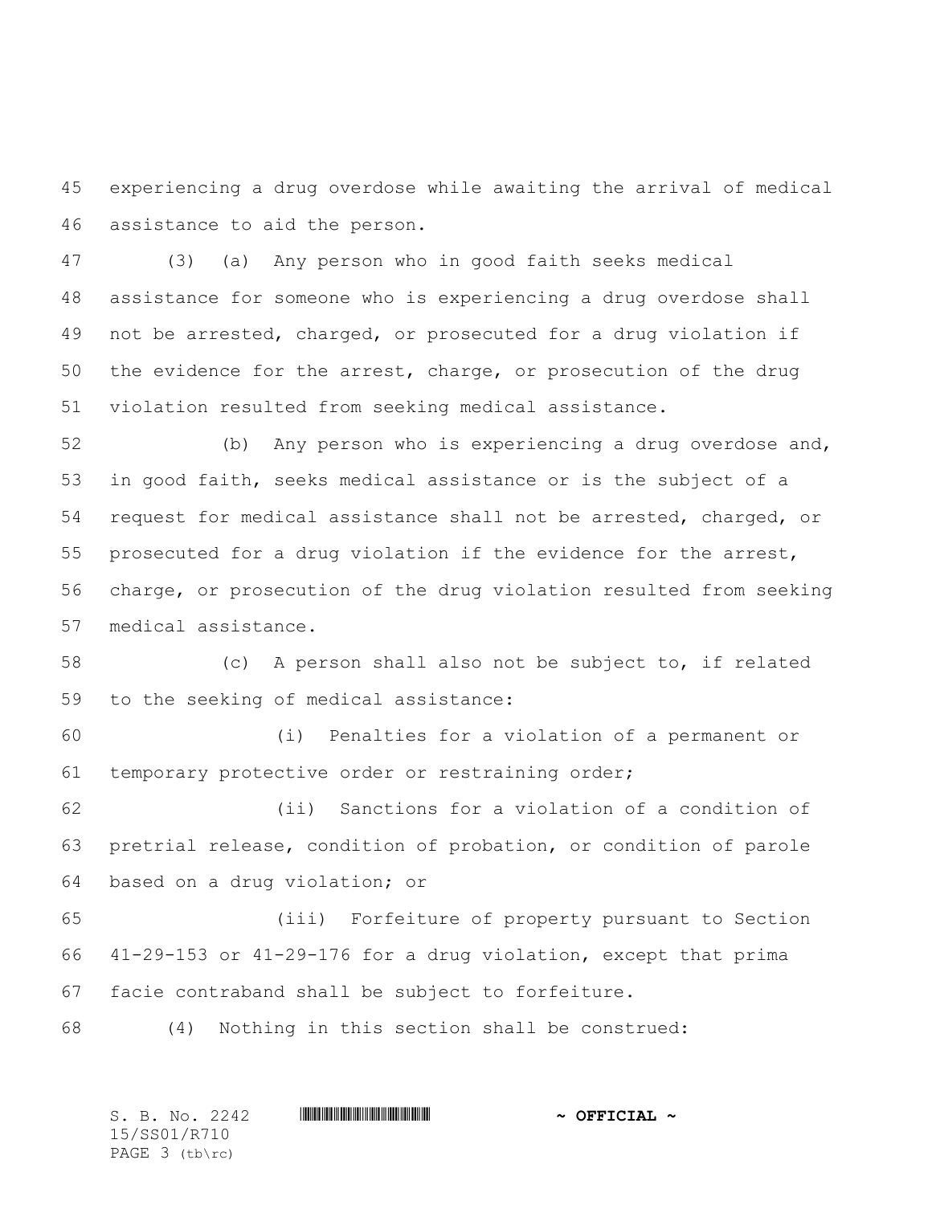experiencing a drug overdose while awaiting the arrival of medical assistance to aid the person.

(3) (a) Any person who in good faith seeks medical assistance for someone who is experiencing a drug overdose shall not be arrested, charged, or prosecuted for a drug violation if the evidence for the arrest, charge, or prosecution of the drug violation resulted from seeking medical assistance.

(b) Any person who is experiencing a drug overdose and, in good faith, seeks medical assistance or is the subject of a request for medical assistance shall not be arrested, charged, or prosecuted for a drug violation if the evidence for the arrest, charge, or prosecution of the drug violation resulted from seeking medical assistance.

(c) A person shall also not be subject to, if related to the seeking of medical assistance:

(i) Penalties for a violation of a permanent or temporary protective order or restraining order;

(ii) Sanctions for a violation of a condition of pretrial release, condition of probation, or condition of parole based on a drug violation; or

(iii) Forfeiture of property pursuant to Section 41-29-153 or 41-29-176 for a drug violation, except that prima facie contraband shall be subject to forfeiture.

(4) Nothing in this section shall be construed: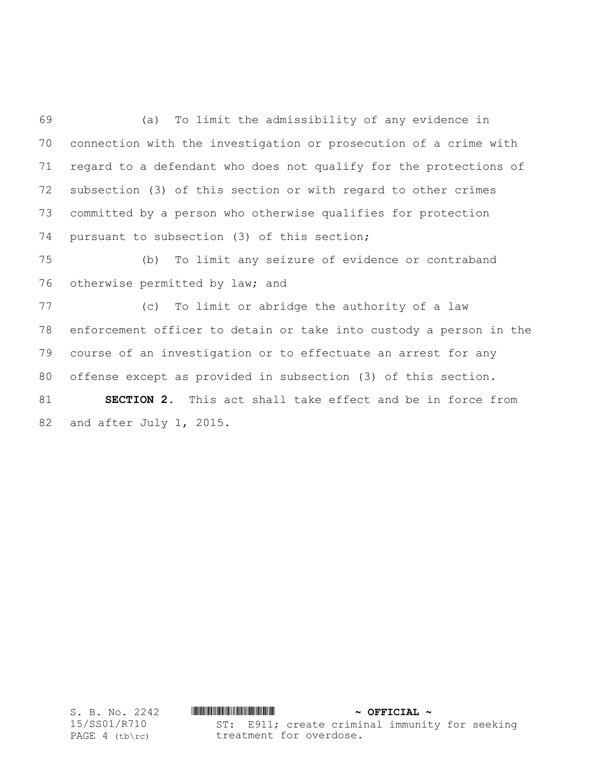(a) To limit the admissibility of any evidence in connection with the investigation or prosecution of a crime with regard to a defendant who does not qualify for the protections of subsection (3) of this section or with regard to other crimes committed by a person who otherwise qualifies for protection pursuant to subsection (3) of this section;

(b) To limit any seizure of evidence or contraband otherwise permitted by law; and

(c) To limit or abridge the authority of a law enforcement officer to detain or take into custody a person in the course of an investigation or to effectuate an arrest for any offense except as provided in subsection (3) of this section.

**SECTION 2.** This act shall take effect and be in force from and after July 1, 2015.